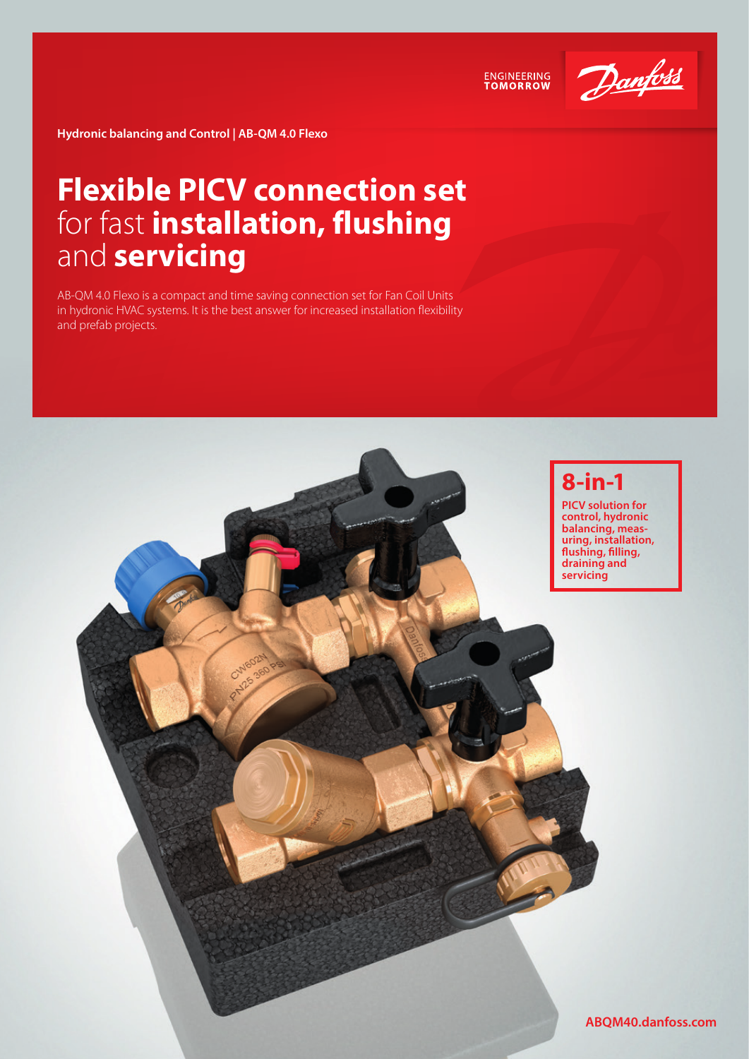Hydronic balancing and Control | AB-QM 4.0 Flexo

# Flexible PICV connection set for fast **installation, flushing** and **servicing**

AB-QM 4.0 Flexo is a compact and time saving connection set for Fan Coil Units in hydronic HVAC systems. It is the best answer for increased installation flexibility and prefab projects.

## 8-in-1

**PICV solution for control, hydronic balancing, measuring, installation, flushing, filling, draining and servicing**

ABQM40.danfoss.com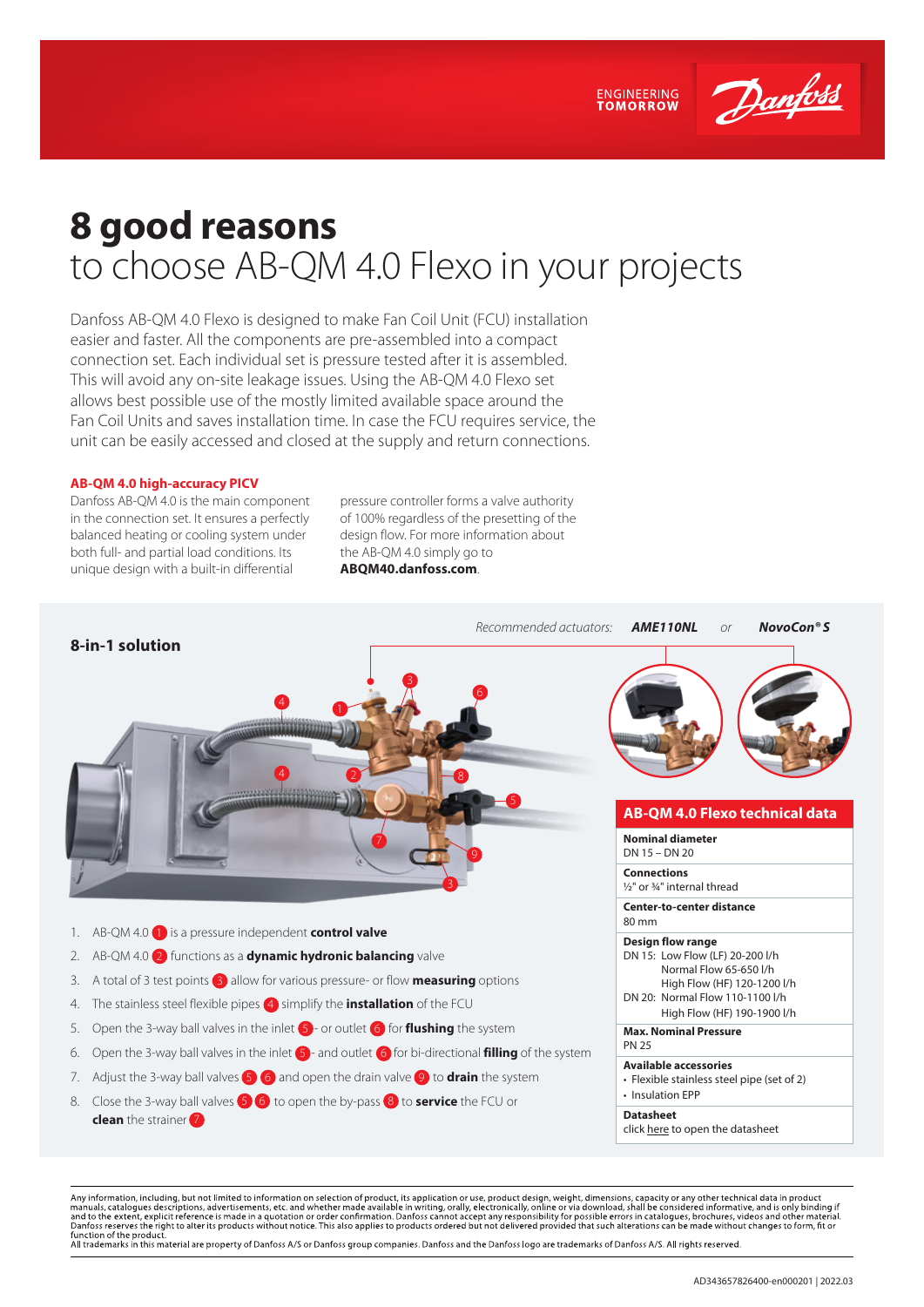# 8 good reasons

to choose AB-QM 4.0 Flexo in your projects

Danfoss AB-QM 4.0 Flexo is designed to make Fan Coil Unit (FCU) installation easier and faster. All the components are pre-assembled into a compact connection set. Each individual set is pressure tested after it is assembled. This will avoid any on-site leakage issues. Using the AB-QM 4.0 Flexo set allows best possible use of the mostly limited available space around the Fan Coil Units and saves installation time. In case the FCU requires service, the unit can be easily accessed and closed at the supply and return connections.

### AB-QM 4.0 high-accuracy PICV

Danfoss AB-QM 4.0 is the main component in the connection set. It ensures a perfectly balanced heating or cooling system under both full- and partial load conditions. Its unique design with a built-in differential pressure controller forms a valve authority of 100% regardless of the presetting of the design flow. For more information about the AB-QM 4.0 simply go to **ABQM40.danfoss.com**.

### 8-in-1 solution

*Recommended actuators:* ***AME110NL*** *or* ***NovoCon® S***

1. AB-QM 4.0 (1) is a pressure independent **control valve**
2. AB-QM 4.0 (2) functions as a **dynamic hydronic balancing** valve
3. A total of 3 test points (3) allow for various pressure- or flow **measuring** options
4. The stainless steel flexible pipes (4) simplify the **installation** of the FCU
5. Open the 3-way ball valves in the inlet (5) - or outlet (6) for **flushing** the system
6. Open the 3-way ball valves in the inlet (5) - and outlet (6) for bi-directional **filling** of the system
7. Adjust the 3-way ball valves (5) (6) and open the drain valve (9) to **drain** the system
8. Close the 3-way ball valves (5) (6) to open the by-pass (8) to **service** the FCU or **clean** the strainer (7)

### AB-QM 4.0 Flexo technical data

**Nominal diameter**
DN 15 – DN 20

**Connections**
½" or ¾" internal thread

**Center-to-center distance**
80 mm

**Design flow range**
DN 15: Low Flow (LF) 20-200 l/h
Normal Flow 65-650 l/h
High Flow (HF) 120-1200 l/h
DN 20: Normal Flow 110-1100 l/h
High Flow (HF) 190-1900 l/h

**Max. Nominal Pressure**
PN 25

**Available accessories**
- Flexible stainless steel pipe (set of 2)
- Insulation EPP

**Datasheet**
click here to open the datasheet

Any information, including, but not limited to information on selection of product, its application or use, product design, weight, dimensions, capacity or any other technical data in product manuals, catalogues descriptions, advertisements, etc. and whether made available in writing, orally, electronically, online or via download, shall be considered informative, and is only binding if and to the extent, explicit reference is made in a quotation or order confirmation. Danfoss cannot accept any responsibility for possible errors in catalogues, brochures, videos and other material. Danfoss reserves the right to alter its products without notice. This also applies to products ordered but not delivered provided that such alterations can be made without changes to form, fit or function of the product.
All trademarks in this material are property of Danfoss A/S or Danfoss group companies. Danfoss and the Danfoss logo are trademarks of Danfoss A/S. All rights reserved.

AD343657826400-en000201 | 2022.03